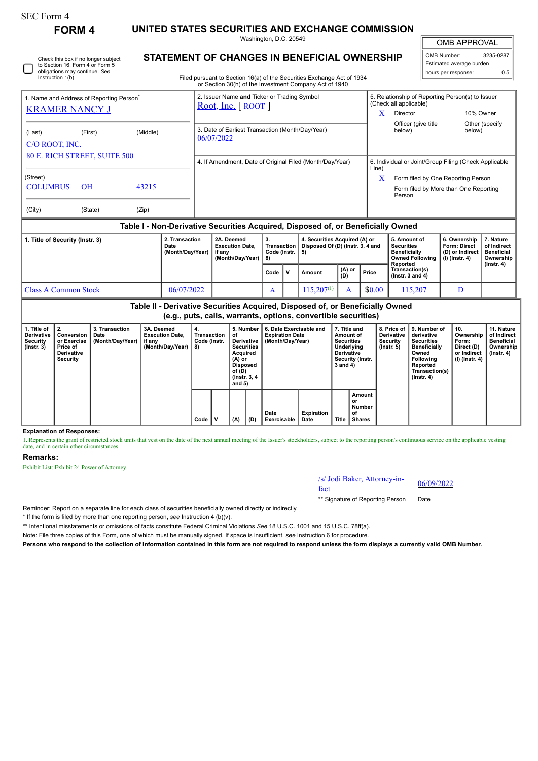SEC Form 4

# FORM 4

## UNITED STATES SECURITIES AND EXCHANGE COMMISSION

Washington, D.C. 20549

## STATEMENT OF CHANGES IN BENEFICIAL OWNERSHIP

Filed pursuant to Section 16(a) of the Securities Exchange Act of 1934 or Section 30(h) of the Investment Company Act of 1940

| OMB APPROVAL | |
|---|---|
| OMB Number: | 3235-0287 |
| Estimated average burden | |
| hours per response: | 0.5 |

☐ Check this box if no longer subject to Section 16. Form 4 or Form 5 obligations may continue. *See* Instruction 1(b).

**1. Name and Address of Reporting Person***

KRAMER NANCY J

(Last) (First) (Middle)

C/O ROOT, INC.

80 E. RICH STREET, SUITE 500

(Street)

COLUMBUS OH 43215

(City) (State) (Zip)

**2. Issuer Name and Ticker or Trading Symbol**

Root, Inc. [ ROOT ]

**3. Date of Earliest Transaction (Month/Day/Year)**

06/07/2022

**4. If Amendment, Date of Original Filed (Month/Day/Year)**

**5. Relationship of Reporting Person(s) to Issuer (Check all applicable)**

X Director

10% Owner

Officer (give title below)

Other (specify below)

**6. Individual or Joint/Group Filing (Check Applicable Line)**

X Form filed by One Reporting Person

Form filed by More than One Reporting Person

### Table I - Non-Derivative Securities Acquired, Disposed of, or Beneficially Owned

| 1. Title of Security (Instr. 3) | 2. Transaction Date (Month/Day/Year) | 2A. Deemed Execution Date, if any (Month/Day/Year) | 3. Transaction Code (Instr. 8) | | 4. Securities Acquired (A) or Disposed Of (D) (Instr. 3, 4 and 5) | | | 5. Amount of Securities Beneficially Owned Following Reported Transaction(s) (Instr. 3 and 4) | 6. Ownership Form: Direct (D) or Indirect (I) (Instr. 4) | 7. Nature of Indirect Beneficial Ownership (Instr. 4) |
|---|---|---|---|---|---|---|---|---|---|---|
| | | | Code | V | Amount | (A) or (D) | Price | | | |
| Class A Common Stock | 06/07/2022 | | A | | 115,207[1] | A | $0.00 | 115,207 | D | |

### Table II - Derivative Securities Acquired, Disposed of, or Beneficially Owned (e.g., puts, calls, warrants, options, convertible securities)

| 1. Title of Derivative Security (Instr. 3) | 2. Conversion or Exercise Price of Derivative Security | 3. Transaction Date (Month/Day/Year) | 3A. Deemed Execution Date, if any (Month/Day/Year) | 4. Transaction Code (Instr. 8) | | 5. Number of Derivative Securities Acquired (A) or Disposed of (D) (Instr. 3, 4 and 5) | | 6. Date Exercisable and Expiration Date (Month/Day/Year) | | 7. Title and Amount of Securities Underlying Derivative Security (Instr. 3 and 4) | | 8. Price of Derivative Security (Instr. 5) | 9. Number of derivative Securities Beneficially Owned Following Reported Transaction(s) (Instr. 4) | 10. Ownership Form: Direct (D) or Indirect (I) (Instr. 4) | 11. Nature of Indirect Beneficial Ownership (Instr. 4) |
|---|---|---|---|---|---|---|---|---|---|---|---|---|---|---|---|
| | | | | Code | V | (A) | (D) | Date Exercisable | Expiration Date | Title | Amount or Number of Shares | | | | |

**Explanation of Responses:**

1. Represents the grant of restricted stock units that vest on the date of the next annual meeting of the Issuer's stockholders, subject to the reporting person's continuous service on the applicable vesting date, and in certain other circumstances.

**Remarks:**

Exhibit List: Exhibit 24 Power of Attorney

/s/ Jodi Baker, Attorney-in-fact — 06/09/2022

** Signature of Reporting Person — Date

Reminder: Report on a separate line for each class of securities beneficially owned directly or indirectly.

* If the form is filed by more than one reporting person, *see* Instruction 4 (b)(v).

** Intentional misstatements or omissions of facts constitute Federal Criminal Violations *See* 18 U.S.C. 1001 and 15 U.S.C. 78ff(a).

Note: File three copies of this Form, one of which must be manually signed. If space is insufficient, *see* Instruction 6 for procedure.

**Persons who respond to the collection of information contained in this form are not required to respond unless the form displays a currently valid OMB Number.**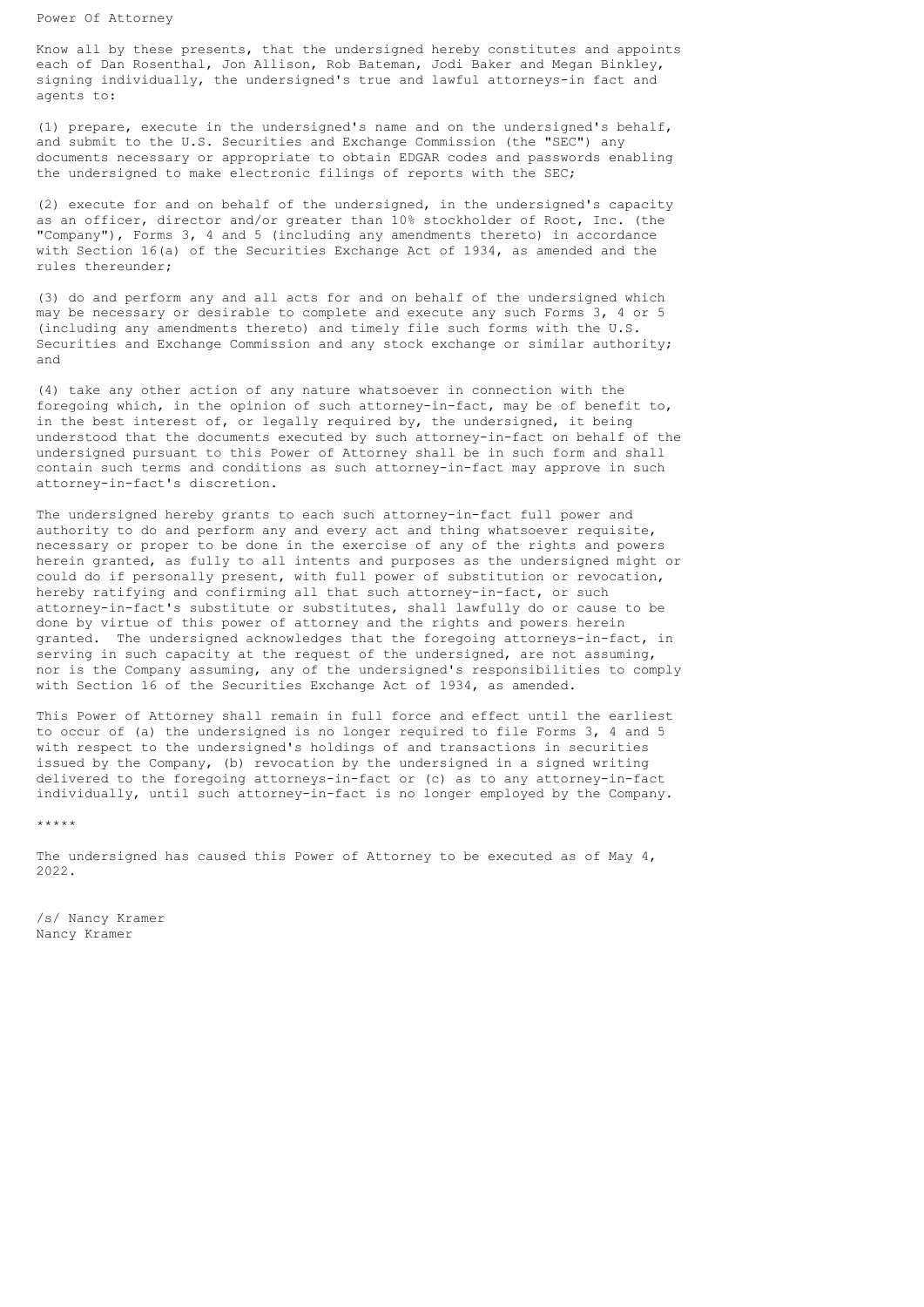# Power Of Attorney

Know all by these presents, that the undersigned hereby constitutes and appoints each of Dan Rosenthal, Jon Allison, Rob Bateman, Jodi Baker and Megan Binkley, signing individually, the undersigned's true and lawful attorneys-in fact and agents to:

(1) prepare, execute in the undersigned's name and on the undersigned's behalf, and submit to the U.S. Securities and Exchange Commission (the "SEC") any documents necessary or appropriate to obtain EDGAR codes and passwords enabling the undersigned to make electronic filings of reports with the SEC;

(2) execute for and on behalf of the undersigned, in the undersigned's capacity as an officer, director and/or greater than 10% stockholder of Root, Inc. (the "Company"), Forms 3, 4 and 5 (including any amendments thereto) in accordance with Section 16(a) of the Securities Exchange Act of 1934, as amended and the rules thereunder;

(3) do and perform any and all acts for and on behalf of the undersigned which may be necessary or desirable to complete and execute any such Forms 3, 4 or 5 (including any amendments thereto) and timely file such forms with the U.S. Securities and Exchange Commission and any stock exchange or similar authority; and

(4) take any other action of any nature whatsoever in connection with the foregoing which, in the opinion of such attorney-in-fact, may be of benefit to, in the best interest of, or legally required by, the undersigned, it being understood that the documents executed by such attorney-in-fact on behalf of the undersigned pursuant to this Power of Attorney shall be in such form and shall contain such terms and conditions as such attorney-in-fact may approve in such attorney-in-fact's discretion.

The undersigned hereby grants to each such attorney-in-fact full power and authority to do and perform any and every act and thing whatsoever requisite, necessary or proper to be done in the exercise of any of the rights and powers herein granted, as fully to all intents and purposes as the undersigned might or could do if personally present, with full power of substitution or revocation, hereby ratifying and confirming all that such attorney-in-fact, or such attorney-in-fact's substitute or substitutes, shall lawfully do or cause to be done by virtue of this power of attorney and the rights and powers herein granted. The undersigned acknowledges that the foregoing attorneys-in-fact, in serving in such capacity at the request of the undersigned, are not assuming, nor is the Company assuming, any of the undersigned's responsibilities to comply with Section 16 of the Securities Exchange Act of 1934, as amended.

This Power of Attorney shall remain in full force and effect until the earliest to occur of (a) the undersigned is no longer required to file Forms 3, 4 and 5 with respect to the undersigned's holdings of and transactions in securities issued by the Company, (b) revocation by the undersigned in a signed writing delivered to the foregoing attorneys-in-fact or (c) as to any attorney-in-fact individually, until such attorney-in-fact is no longer employed by the Company.

*****

The undersigned has caused this Power of Attorney to be executed as of May 4, 2022.

/s/ Nancy Kramer
Nancy Kramer